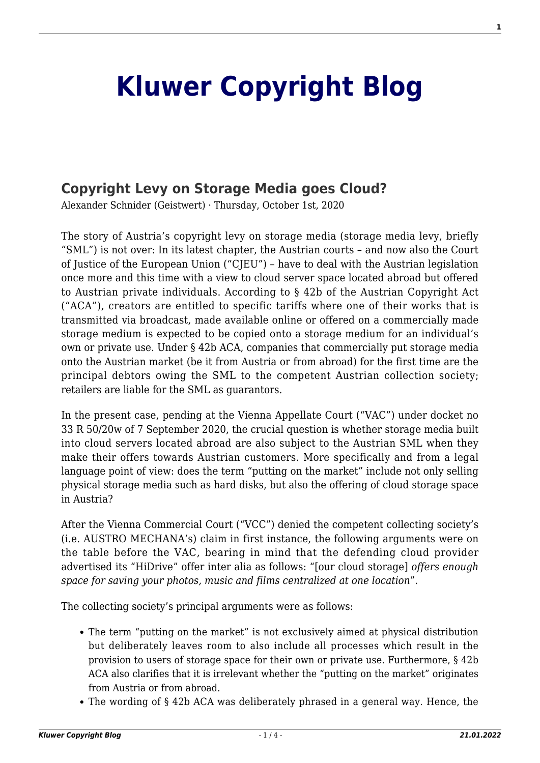# Kluwer Copyright Blog

## Copyright Levy on Storage Media goes Cloud?

Alexander Schnider (Geistwert) · Thursday, October 1st, 2020

The story of Austria's copyright levy on storage media (storage media levy, briefly "SML") is not over: In its latest chapter, the Austrian courts – and now also the Court of Justice of the European Union ("CJEU") – have to deal with the Austrian legislation once more and this time with a view to cloud server space located abroad but offered to Austrian private individuals. According to § 42b of the Austrian Copyright Act ("ACA"), creators are entitled to specific tariffs where one of their works that is transmitted via broadcast, made available online or offered on a commercially made storage medium is expected to be copied onto a storage medium for an individual's own or private use. Under § 42b ACA, companies that commercially put storage media onto the Austrian market (be it from Austria or from abroad) for the first time are the principal debtors owing the SML to the competent Austrian collection society; retailers are liable for the SML as guarantors.

In the present case, pending at the Vienna Appellate Court ("VAC") under docket no 33 R 50/20w of 7 September 2020, the crucial question is whether storage media built into cloud servers located abroad are also subject to the Austrian SML when they make their offers towards Austrian customers. More specifically and from a legal language point of view: does the term "putting on the market" include not only selling physical storage media such as hard disks, but also the offering of cloud storage space in Austria?

After the Vienna Commercial Court ("VCC") denied the competent collecting society's (i.e. AUSTRO MECHANA's) claim in first instance, the following arguments were on the table before the VAC, bearing in mind that the defending cloud provider advertised its "HiDrive" offer inter alia as follows: "[our cloud storage] *offers enough space for saving your photos, music and films centralized at one location*".

The collecting society's principal arguments were as follows:

- The term "putting on the market" is not exclusively aimed at physical distribution but deliberately leaves room to also include all processes which result in the provision to users of storage space for their own or private use. Furthermore, § 42b ACA also clarifies that it is irrelevant whether the "putting on the market" originates from Austria or from abroad.
- The wording of § 42b ACA was deliberately phrased in a general way. Hence, the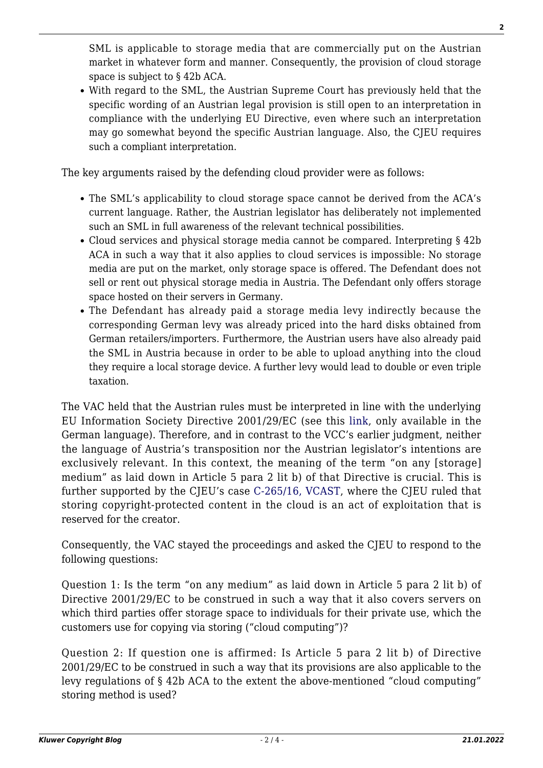SML is applicable to storage media that are commercially put on the Austrian market in whatever form and manner. Consequently, the provision of cloud storage space is subject to § 42b ACA.

- With regard to the SML, the Austrian Supreme Court has previously held that the specific wording of an Austrian legal provision is still open to an interpretation in compliance with the underlying EU Directive, even where such an interpretation may go somewhat beyond the specific Austrian language. Also, the CJEU requires such a compliant interpretation.

The key arguments raised by the defending cloud provider were as follows:

- The SML's applicability to cloud storage space cannot be derived from the ACA's current language. Rather, the Austrian legislator has deliberately not implemented such an SML in full awareness of the relevant technical possibilities.
- Cloud services and physical storage media cannot be compared. Interpreting § 42b ACA in such a way that it also applies to cloud services is impossible: No storage media are put on the market, only storage space is offered. The Defendant does not sell or rent out physical storage media in Austria. The Defendant only offers storage space hosted on their servers in Germany.
- The Defendant has already paid a storage media levy indirectly because the corresponding German levy was already priced into the hard disks obtained from German retailers/importers. Furthermore, the Austrian users have also already paid the SML in Austria because in order to be able to upload anything into the cloud they require a local storage device. A further levy would lead to double or even triple taxation.

The VAC held that the Austrian rules must be interpreted in line with the underlying EU Information Society Directive 2001/29/EC (see this link, only available in the German language). Therefore, and in contrast to the VCC's earlier judgment, neither the language of Austria's transposition nor the Austrian legislator's intentions are exclusively relevant. In this context, the meaning of the term "on any [storage] medium" as laid down in Article 5 para 2 lit b) of that Directive is crucial. This is further supported by the CJEU's case C-265/16, VCAST, where the CJEU ruled that storing copyright-protected content in the cloud is an act of exploitation that is reserved for the creator.

Consequently, the VAC stayed the proceedings and asked the CJEU to respond to the following questions:

Question 1: Is the term "on any medium" as laid down in Article 5 para 2 lit b) of Directive 2001/29/EC to be construed in such a way that it also covers servers on which third parties offer storage space to individuals for their private use, which the customers use for copying via storing ("cloud computing")?

Question 2: If question one is affirmed: Is Article 5 para 2 lit b) of Directive 2001/29/EC to be construed in such a way that its provisions are also applicable to the levy regulations of § 42b ACA to the extent the above-mentioned "cloud computing" storing method is used?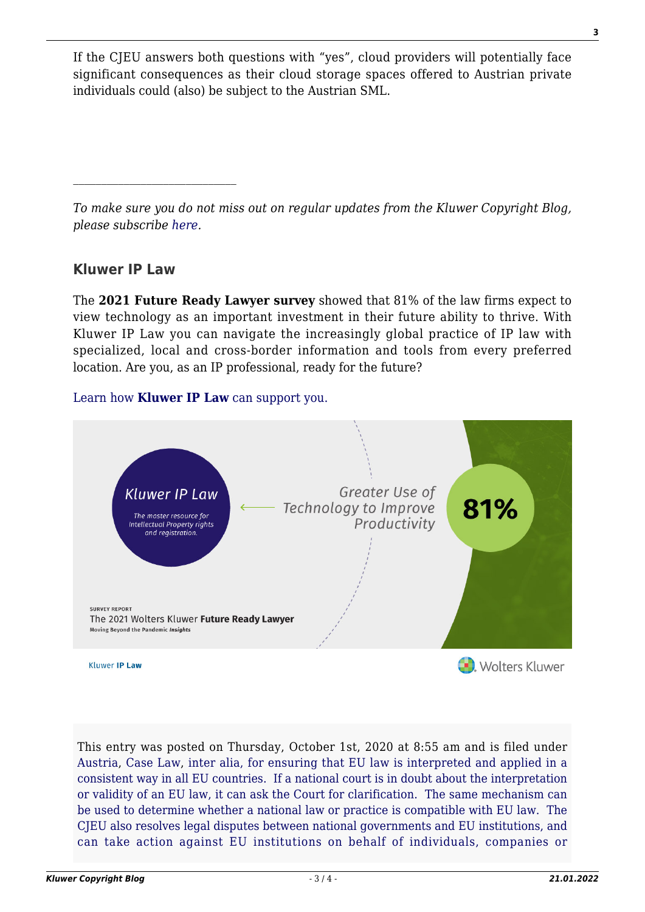If the CJEU answers both questions with "yes", cloud providers will potentially face significant consequences as their cloud storage spaces offered to Austrian private individuals could (also) be subject to the Austrian SML.

---

*To make sure you do not miss out on regular updates from the Kluwer Copyright Blog, please subscribe here.*

### Kluwer IP Law

The **2021 Future Ready Lawyer survey** showed that 81% of the law firms expect to view technology as an important investment in their future ability to thrive. With Kluwer IP Law you can navigate the increasingly global practice of IP law with specialized, local and cross-border information and tools from every preferred location. Are you, as an IP professional, ready for the future?

Learn how **Kluwer IP Law** can support you.

This entry was posted on Thursday, October 1st, 2020 at 8:55 am and is filed under Austria, Case Law, inter alia, for ensuring that EU law is interpreted and applied in a consistent way in all EU countries. If a national court is in doubt about the interpretation or validity of an EU law, it can ask the Court for clarification. The same mechanism can be used to determine whether a national law or practice is compatible with EU law. The CJEU also resolves legal disputes between national governments and EU institutions, and can take action against EU institutions on behalf of individuals, companies or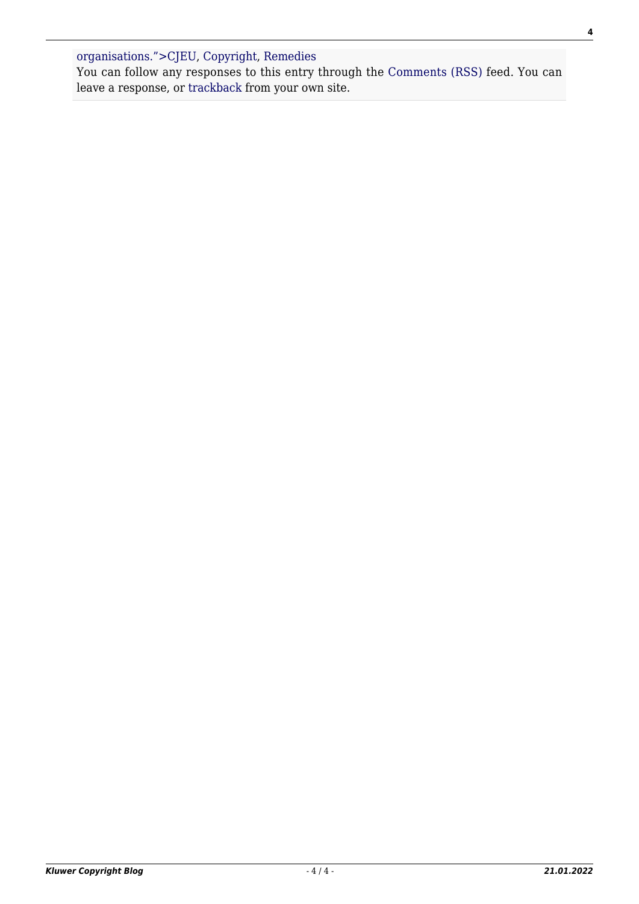organisations.">CJEU, Copyright, Remedies

You can follow any responses to this entry through the Comments (RSS) feed. You can leave a response, or trackback from your own site.